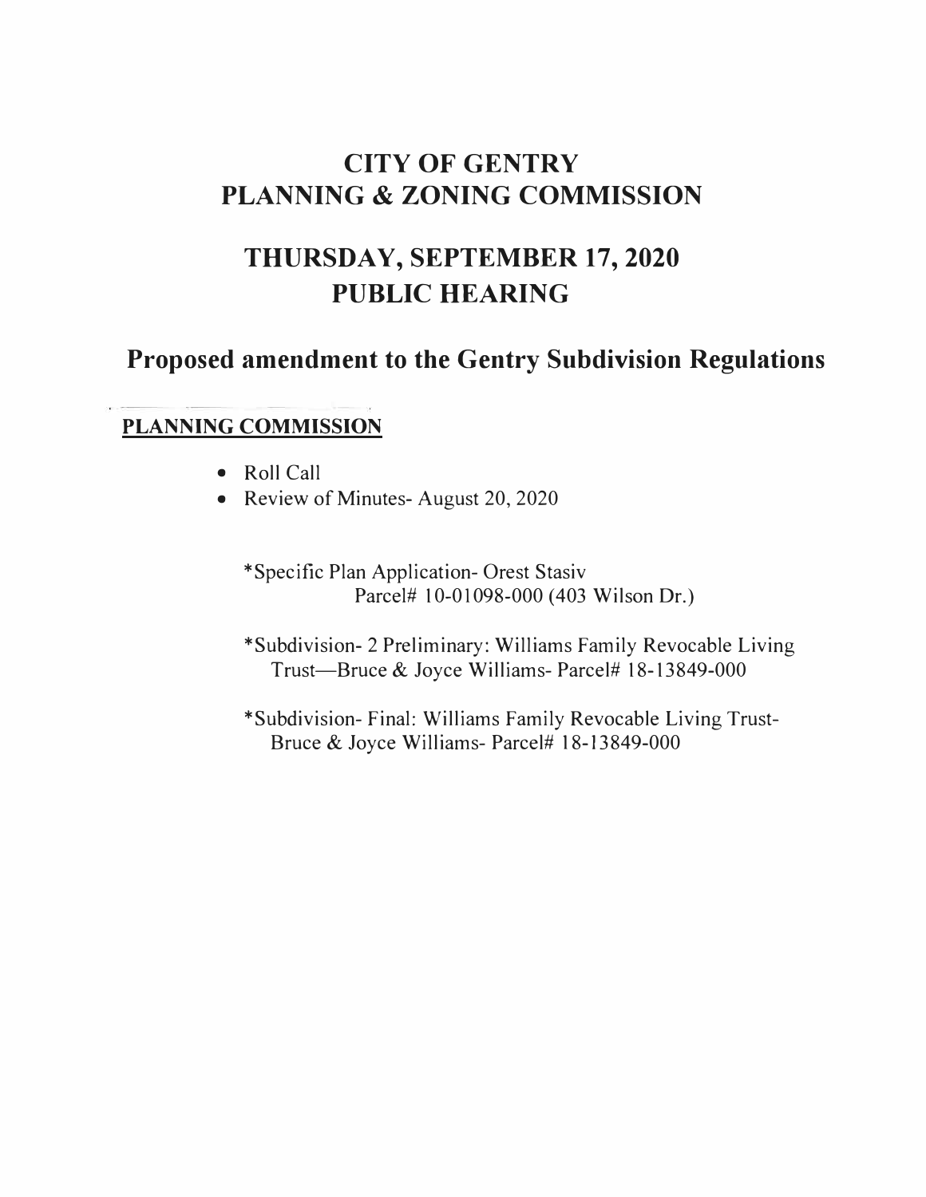# CITY OF GENTRY
# PLANNING & ZONING COMMISSION

# THURSDAY, SEPTEMBER 17, 2020
# PUBLIC HEARING

## Proposed amendment to the Gentry Subdivision Regulations

**PLANNING COMMISSION**

- Roll Call
- Review of Minutes- August 20, 2020

*Specific Plan Application- Orest Stasiv
Parcel# 10-01098-000 (403 Wilson Dr.)

*Subdivision- 2 Preliminary: Williams Family Revocable Living Trust—Bruce & Joyce Williams- Parcel# 18-13849-000

*Subdivision- Final: Williams Family Revocable Living Trust- Bruce & Joyce Williams- Parcel# 18-13849-000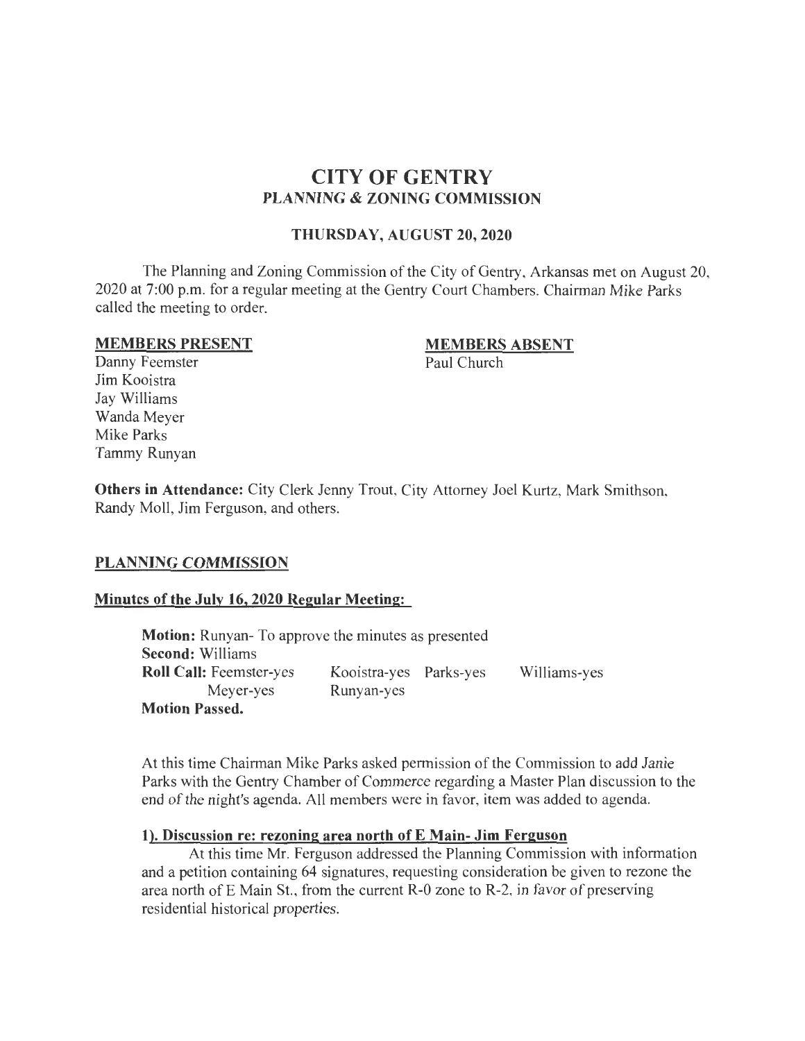# CITY OF GENTRY
## PLANNING & ZONING COMMISSION

### THURSDAY, AUGUST 20, 2020

The Planning and Zoning Commission of the City of Gentry, Arkansas met on August 20, 2020 at 7:00 p.m. for a regular meeting at the Gentry Court Chambers. Chairman Mike Parks called the meeting to order.

| **MEMBERS PRESENT** | **MEMBERS ABSENT** |
|---|---|
| Danny Feemster | Paul Church |
| Jim Kooistra | |
| Jay Williams | |
| Wanda Meyer | |
| Mike Parks | |
| Tammy Runyan | |

**Others in Attendance:** City Clerk Jenny Trout, City Attorney Joel Kurtz, Mark Smithson, Randy Moll, Jim Ferguson, and others.

## PLANNING COMMISSION

### Minutes of the July 16, 2020 Regular Meeting:

**Motion:** Runyan- To approve the minutes as presented
**Second:** Williams
**Roll Call:** Feemster-yes Kooistra-yes Parks-yes Williams-yes
Meyer-yes Runyan-yes
**Motion Passed.**

At this time Chairman Mike Parks asked permission of the Commission to add Janie Parks with the Gentry Chamber of Commerce regarding a Master Plan discussion to the end of the night's agenda. All members were in favor, item was added to agenda.

### 1). Discussion re: rezoning area north of E Main- Jim Ferguson

At this time Mr. Ferguson addressed the Planning Commission with information and a petition containing 64 signatures, requesting consideration be given to rezone the area north of E Main St., from the current R-0 zone to R-2, in favor of preserving residential historical properties.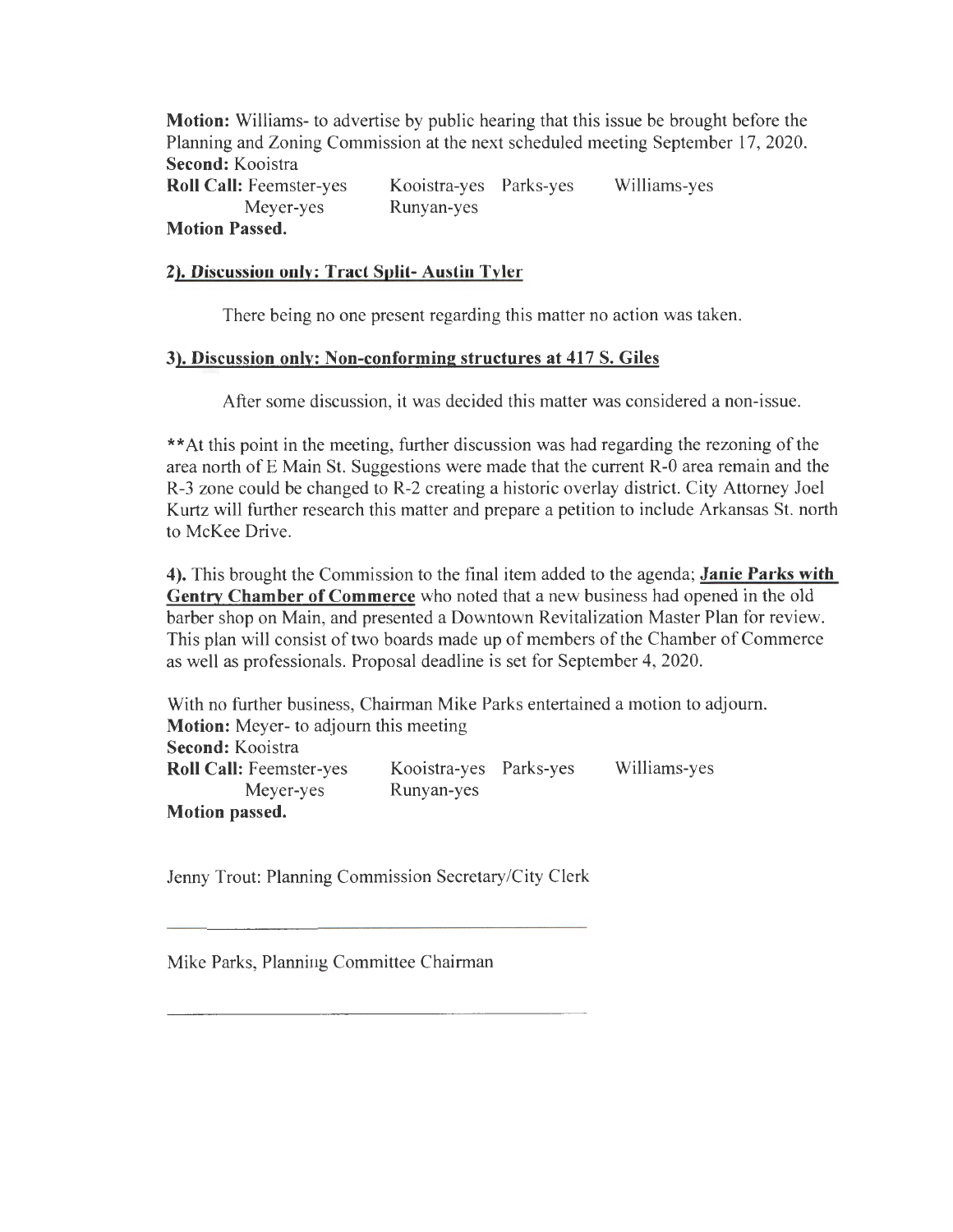**Motion:** Williams- to advertise by public hearing that this issue be brought before the Planning and Zoning Commission at the next scheduled meeting September 17, 2020.
**Second:** Kooistra
**Roll Call:** Feemster-yes Kooistra-yes Parks-yes Williams-yes
Meyer-yes Runyan-yes
**Motion Passed.**

**2). Discussion only: Tract Split- Austin Tyler**

There being no one present regarding this matter no action was taken.

**3). Discussion only: Non-conforming structures at 417 S. Giles**

After some discussion, it was decided this matter was considered a non-issue.

**At this point in the meeting, further discussion was had regarding the rezoning of the area north of E Main St. Suggestions were made that the current R-0 area remain and the R-3 zone could be changed to R-2 creating a historic overlay district. City Attorney Joel Kurtz will further research this matter and prepare a petition to include Arkansas St. north to McKee Drive.

**4).** This brought the Commission to the final item added to the agenda; **Janie Parks with Gentry Chamber of Commerce** who noted that a new business had opened in the old barber shop on Main, and presented a Downtown Revitalization Master Plan for review. This plan will consist of two boards made up of members of the Chamber of Commerce as well as professionals. Proposal deadline is set for September 4, 2020.

With no further business, Chairman Mike Parks entertained a motion to adjourn.
**Motion:** Meyer- to adjourn this meeting
**Second:** Kooistra
**Roll Call:** Feemster-yes Kooistra-yes Parks-yes Williams-yes
Meyer-yes Runyan-yes
**Motion passed.**

Jenny Trout: Planning Commission Secretary/City Clerk

Mike Parks, Planning Committee Chairman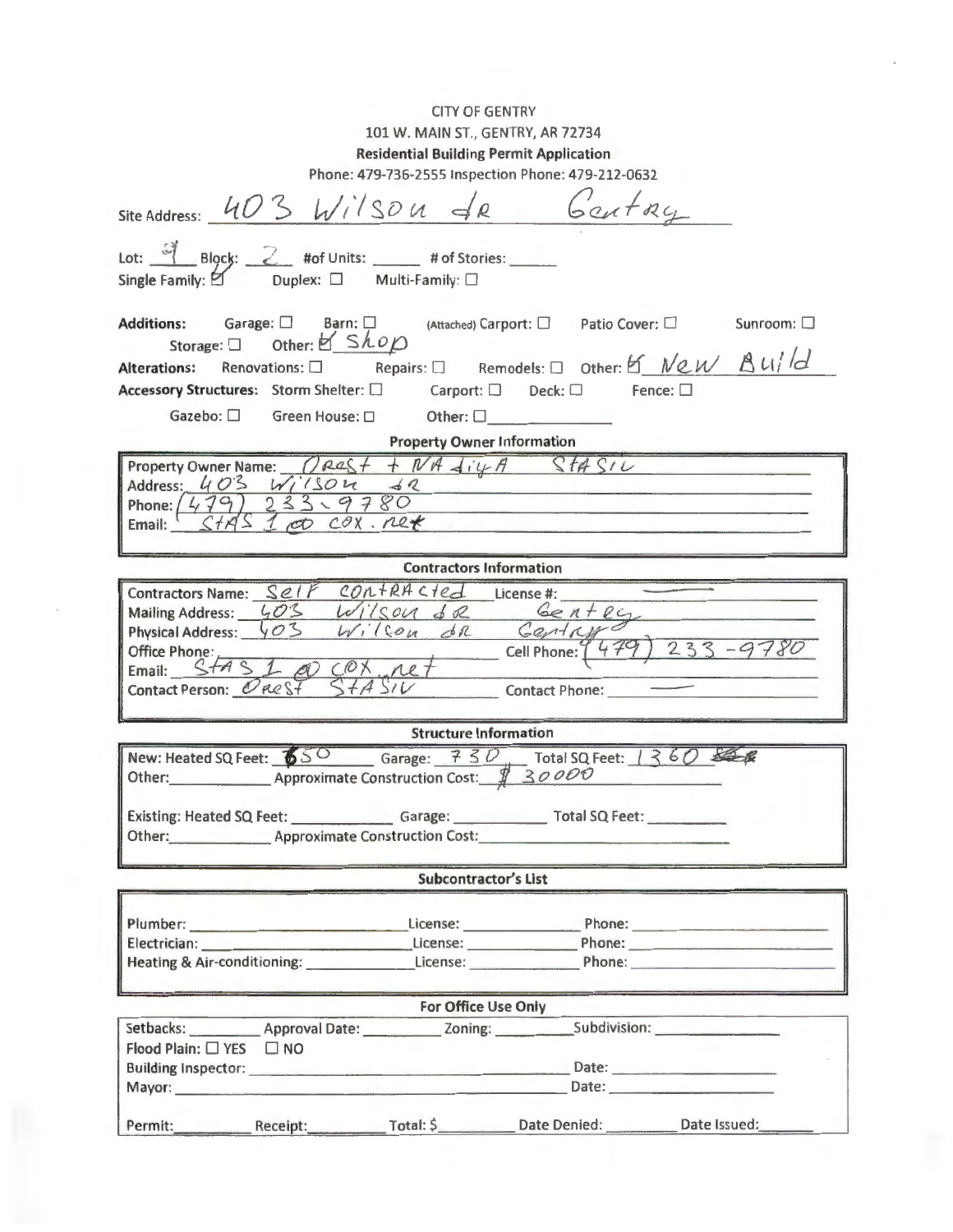CITY OF GENTRY

101 W. MAIN ST., GENTRY, AR 72734

**Residential Building Permit Application**

Phone: 479-736-2555 Inspection Phone: 479-212-0632

Site Address: 403 Wilson dR Gentry

Lot: 9 Block: 2 #of Units: ______ # of Stories: ______

Single Family: ☑ Duplex: ☐ Multi-Family: ☐

**Additions:** Garage: ☐ Barn: ☐ (Attached) Carport: ☐ Patio Cover: ☐ Sunroom: ☐ Storage: ☐ Other: ☑ Shop

**Alterations:** Renovations: ☐ Repairs: ☐ Remodels: ☐ Other: ☑ New Build

**Accessory Structures:** Storm Shelter: ☐ Carport: ☐ Deck: ☐ Fence: ☐ Gazebo: ☐ Green House: ☐ Other: ☐ ______

**Property Owner Information**

Property Owner Name: Orest + NAdiyA StAsiv

Address: 403 Wilson dR

Phone: (479) 233-9780

Email: StAS 1 @ cox.net

**Contractors Information**

Contractors Name: Self contRActed License #: ______

Mailing Address: 403 Wilson dR Gentry

Physical Address: 403 Wilson dR Gentry

Office Phone: ______ Cell Phone: (479) 233-9780

Email: StAS 1 @ cox.net

Contact Person: Orest StAsiv Contact Phone: ______

**Structure Information**

New: Heated SQ Feet: 650 Garage: 730 Total SQ Feet: 1360

Other: ______ Approximate Construction Cost: $30000

Existing: Heated SQ Feet: ______ Garage: ______ Total SQ Feet: ______

Other: ______ Approximate Construction Cost: ______

**Subcontractor's List**

Plumber: ______ License: ______ Phone: ______

Electrician: ______ License: ______ Phone: ______

Heating & Air-conditioning: ______ License: ______ Phone: ______

**For Office Use Only**

Setbacks: ______ Approval Date: ______ Zoning: ______ Subdivision: ______

Flood Plain: ☐ YES ☐ NO

Building Inspector: ______ Date: ______

Mayor: ______ Date: ______

Permit: ______ Receipt: ______ Total: $ ______ Date Denied: ______ Date Issued: ______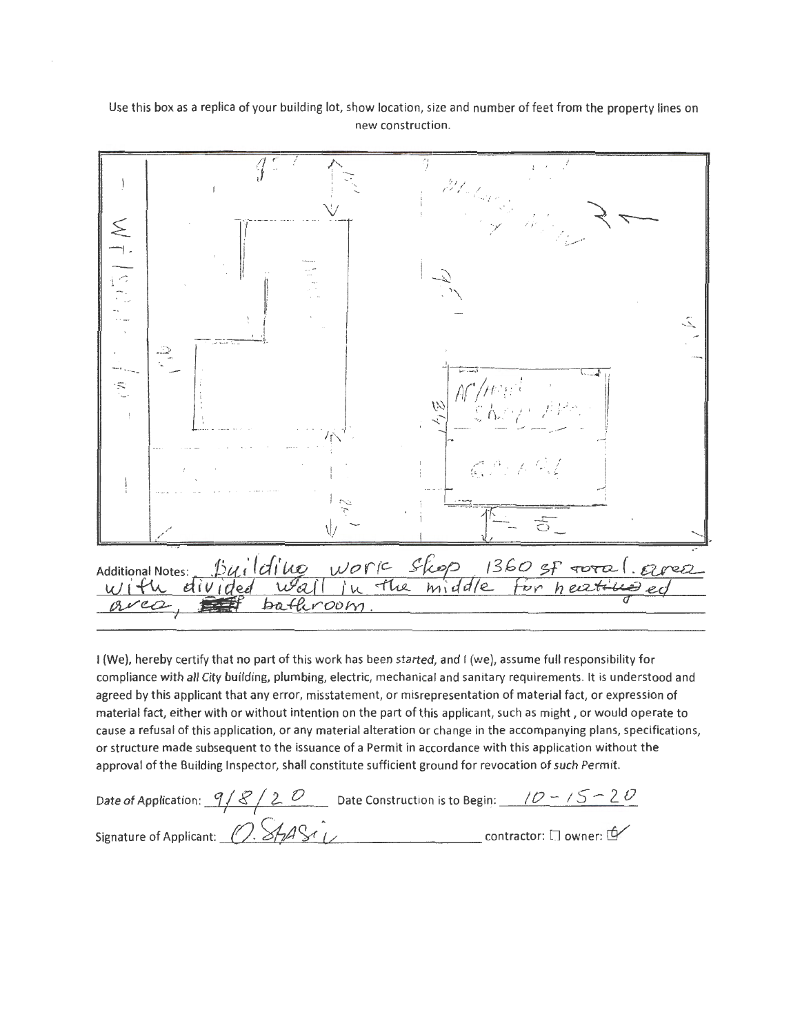Use this box as a replica of your building lot, show location, size and number of feet from the property lines on new construction.

Additional Notes: Building work shop 1360 sf total. area with divided wall in the middle for heated area, bathroom.

I (We), hereby certify that no part of this work has been *started*, and I (we), assume full responsibility for compliance with *all* City building, plumbing, electric, mechanical and sanitary requirements. It is understood and agreed by this applicant that any error, misstatement, or misrepresentation of material fact, or expression of material fact, either with or without intention on the part of this applicant, such as might , or would operate to cause a refusal of this application, or any material alteration or change in the accompanying plans, specifications, or structure made subsequent to the issuance of a Permit in accordance with this application without the approval of the Building Inspector, shall constitute sufficient ground for revocation of *such* Permit.

Date of Application: 9/8/20 Date Construction is to Begin: 10-15-20

Signature of Applicant: O. SHASI contractor: ☐ owner: ☑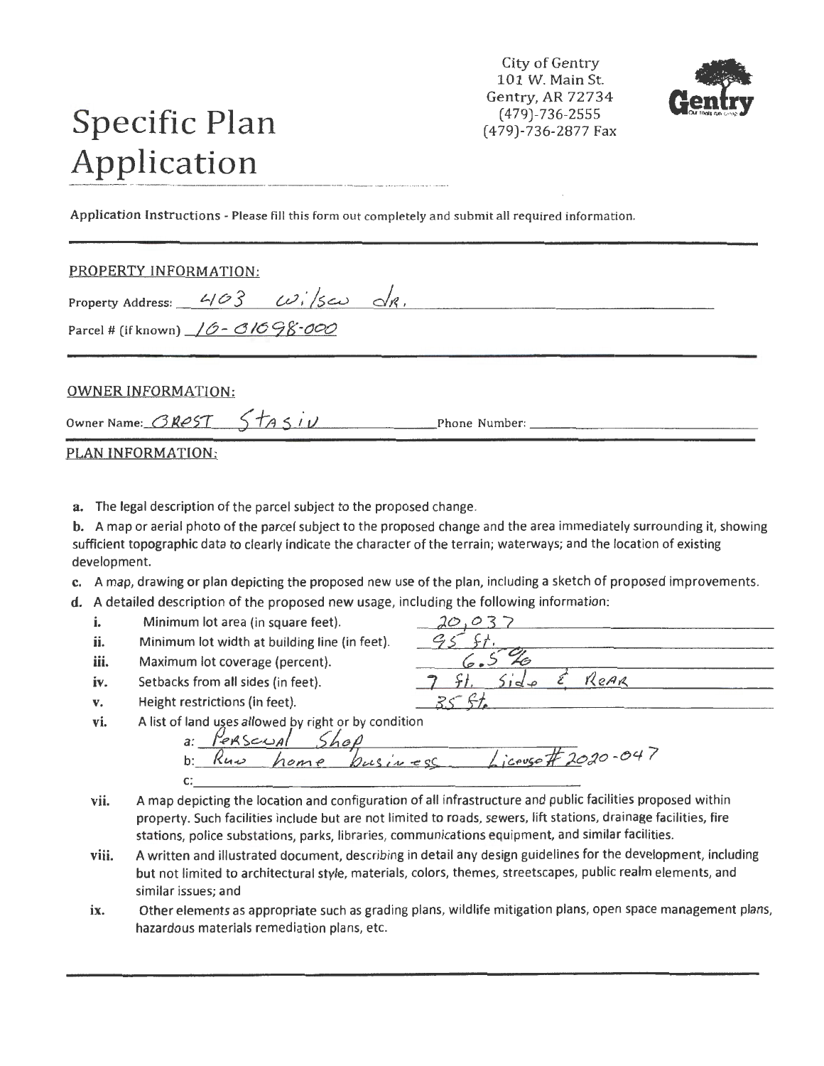# Specific Plan Application

City of Gentry
101 W. Main St.
Gentry, AR 72734
(479)-736-2555
(479)-736-2877 Fax

**Application Instructions** - Please fill this form out completely and submit all required information.

## PROPERTY INFORMATION:

Property Address: 403 wilson dr.

Parcel # (if known) 10-01098-000

## OWNER INFORMATION:

Owner Name: OREST Stasiv Phone Number: ____________

## PLAN INFORMATION:

**a.** The legal description of the parcel subject to the proposed change.

**b.** A map or aerial photo of the parcel subject to the proposed change and the area immediately surrounding it, showing sufficient topographic data to clearly indicate the character of the terrain; waterways; and the location of existing development.

**c.** A map, drawing or plan depicting the proposed new use of the plan, including a sketch of proposed improvements.

**d.** A detailed description of the proposed new usage, including the following information:

- **i.** Minimum lot area (in square feet). 20,037
- **ii.** Minimum lot width at building line (in feet). 95 ft.
- **iii.** Maximum lot coverage (percent). 6.5 %
- **iv.** Setbacks from all sides (in feet). 7 ft. Side & Rear
- **v.** Height restrictions (in feet). 35 ft.
- **vi.** A list of land uses allowed by right or by condition
  - a: Personal Shop
  - b: Run home business License # 2020-047
  - c: ____________
- **vii.** A map depicting the location and configuration of all infrastructure and public facilities proposed within property. Such facilities include but are not limited to roads, sewers, lift stations, drainage facilities, fire stations, police substations, parks, libraries, communications equipment, and similar facilities.
- **viii.** A written and illustrated document, describing in detail any design guidelines for the development, including but not limited to architectural style, materials, colors, themes, streetscapes, public realm elements, and similar issues; and
- **ix.** Other elements as appropriate such as grading plans, wildlife mitigation plans, open space management plans, hazardous materials remediation plans, etc.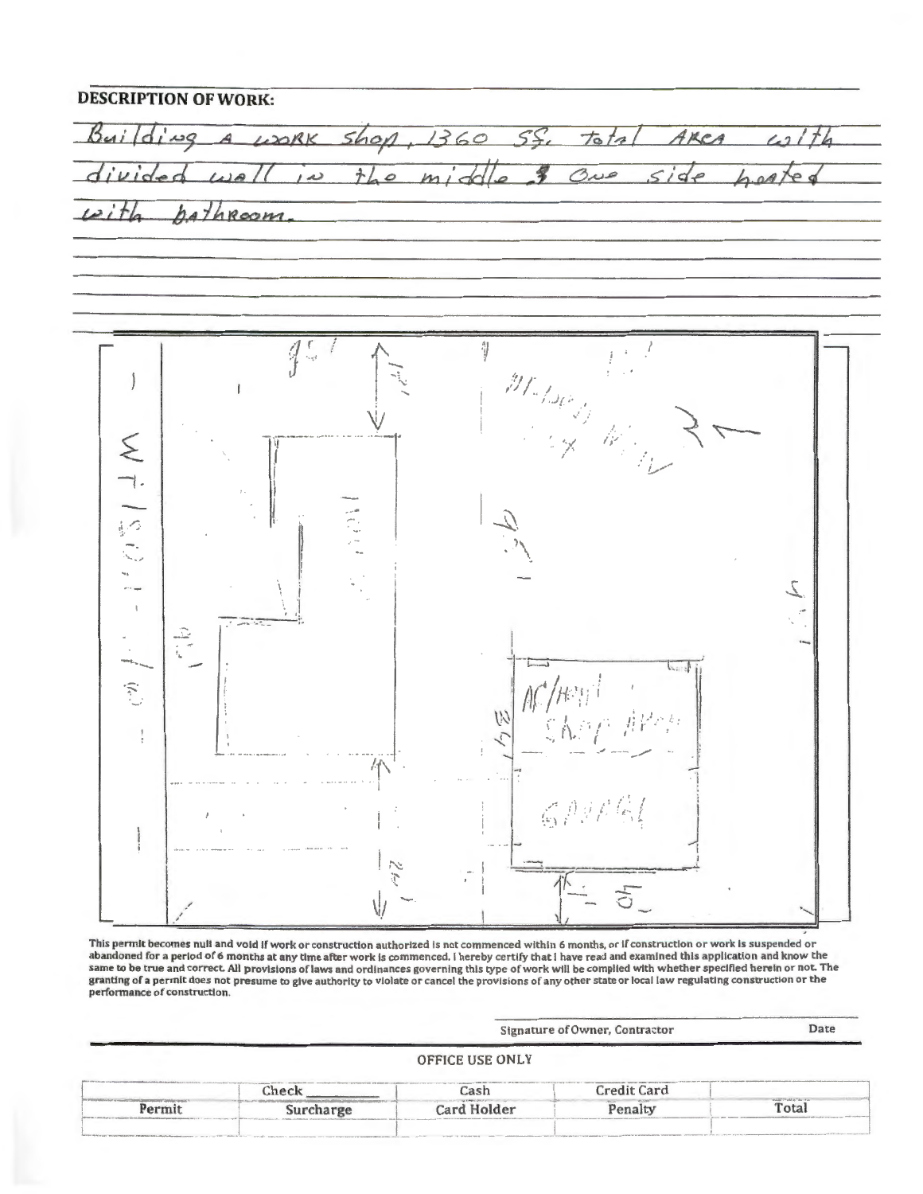**DESCRIPTION OF WORK:**

Building a work shop, 1360 SF. total Area with divided wall in the middle & One side heated with bathroom.

This permit becomes null and void if work or construction authorized is not commenced within 6 months, or if construction or work is suspended or abandoned for a period of 6 months at any time after work is commenced. I hereby certify that I have read and examined this application and know the same to be true and correct. All provisions of laws and ordinances governing this type of work will be complied with whether specified herein or not. The granting of a permit does not presume to give authority to violate or cancel the provisions of any other state or local law regulating construction or the performance of construction.

Signature of Owner, Contractor　　　　Date

OFFICE USE ONLY

| Permit | Check ______ Surcharge | Cash Card Holder | Credit Card Penalty | Total |
|---|---|---|---|---|
| | | | | |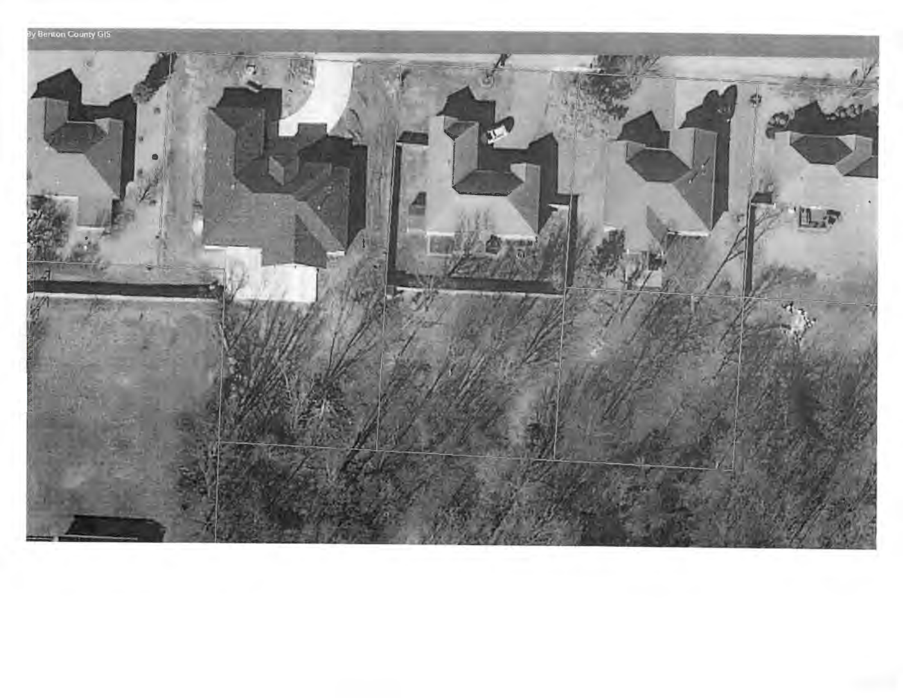By Benton County GIS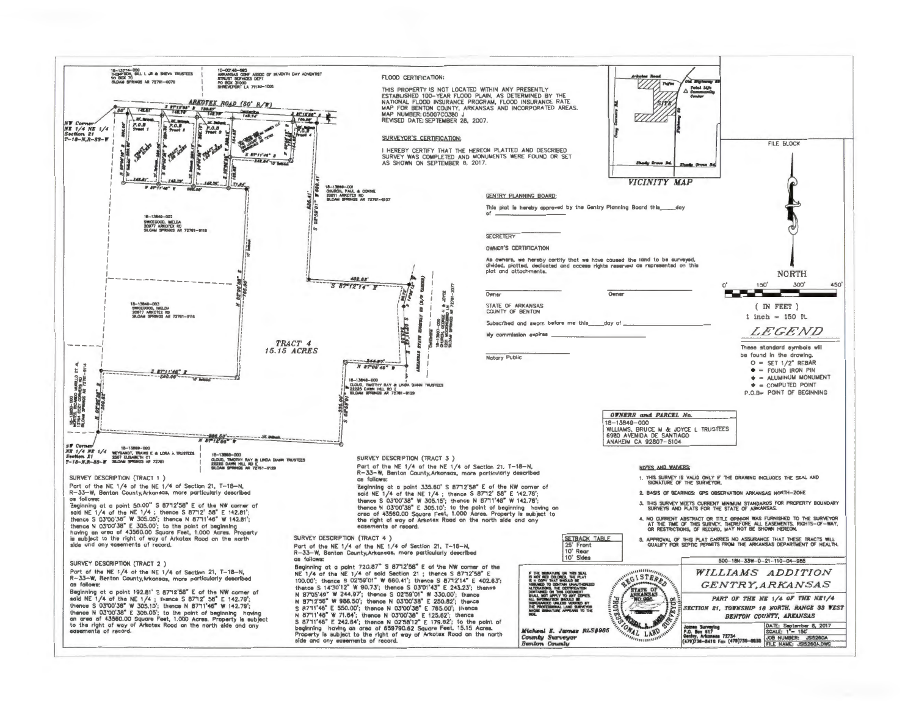FLOOD CERTIFICATION:

THIS PROPERTY IS NOT LOCATED WITHIN ANY PRESENTLY ESTABLISHED 100-YEAR FLOOD PLAIN, AS DETERMINED BY THE NATIONAL FLOOD INSURANCE PROGRAM, FLOOD INSURANCE RATE MAP FOR BENTON COUNTY, ARKANSAS AND INCORPORATED AREAS. MAP NUMBER: 05007C0380 J
REVISED DATE: SEPTEMBER 28, 2007.

SURVEYOR'S CERTIFICATION:

I HEREBY CERTIFY THAT THE HEREON PLATTED AND DESCRIBED SURVEY WAS COMPLETED AND MONUMENTS WERE FOUND OR SET AS SHOWN ON SEPTEMBER 8, 2017.

VICINITY MAP

FILE BLOCK

GENTRY PLANNING BOARD:

This plat is hereby approved by the Gentry Planning Board this\_\_\_\_day of \_\_\_\_\_\_\_\_\_\_

SECRETARY

OWNER'S CERTIFICATION

As owners, we hereby certify that we have caused the land to be surveyed, divided, platted, dedicated and access rights reserved as represented on this plat and attachments.

Owner　　　　Owner

STATE OF ARKANSAS
COUNTY OF BENTON

Subscribed and sworn before me this\_\_\_\_day of \_\_\_\_\_\_\_\_\_\_

My commission expires \_\_\_\_\_\_\_\_\_\_

Notary Public

NORTH

0'　150'　300'　450'

( IN FEET )
1 inch = 150 ft.

LEGEND

These standard symbols will be found in the drawing.
○ = SET 1/2" REBAR
● = FOUND IRON PIN
◆ = ALUMINUM MONUMENT
◆ = COMPUTED POINT
P.O.B= POINT OF BEGINNING

TRACT 4
15.15 ACRES

ARKOTEX ROAD (50' R/W)

**OWNERS and PARCEL No.**
18-13849-000
WILLIAMS, BRUCE M & JOYCE L TRUSTEES
6980 AVENIDA DE SANTIAGO
ANAHEIM CA 92807-5104

NOTES AND WAIVERS:

1. THIS SURVEY IS VALID ONLY IF THE DRAWING INCLUDES THE SEAL AND SIGNATURE OF THE SURVEYOR.
2. BASIS OF BEARINGS: GPS OBSERVATION ARKANSAS NORTH-ZONE
3. THIS SURVEY MEETS CURRENT MINIMUM STANDARDS FOR PROPERTY BOUNDARY SURVEYS AND PLATS FOR THE STATE OF ARKANSAS.
4. NO CURRENT ABSTRACT OR TITLE OPINION WAS FURNISHED TO THE SURVEYOR AT THE TIME OF THIS SURVEY. THEREFORE ALL EASEMENTS, RIGHTS-OF-WAY, OR RESTRICTIONS, OF RECORD, MAY NOT BE SHOWN HEREON.
5. APPROVAL OF THIS PLAT CARRIES NO ASSURANCE THAT THESE TRACTS WILL QUALIFY FOR SEPTIC PERMITS FROM THE ARKANSAS DEPARTMENT OF HEALTH.

SURVEY DESCRIPTION (TRACT 1)

Part of the NE 1/4 of the NE 1/4 of Section 21, T-18-N, R-33-W, Benton County, Arkansas, more particularly described as follows:
Beginning at a point 50.00" S 87°12'58" E of the NW corner of said NE 1/4 of the NE 1/4 ; thence S 87°12' 58" E 142.81'; thence S 03°00'38" W 305.05'; thence N 87°11'46" W 142.81'; thence N 03°00'38" E 305.00'; to the point of beginning having an area of 43560.00 Square Feet, 1.000 Acres. Property is subject to the right of way of Arkotex Road on the north side and any easements of record.

SURVEY DESCRIPTION (TRACT 2)

Part of the NE 1/4 of the NE 1/4 of Section 21, T-18-N, R-33-W, Benton County, Arkansas, more particularly described as follows:
Beginning at a point 192.81' S 87°12'58" E of the NW corner of said NE 1/4 of the NE 1/4 ; thence S 87°12' 58" E 142.79'; thence S 03°00'38" W 305.10'; thence N 87°11'46" W 142.79'; thence N 03°00'38" E 305.05'; to the point of beginning having an area of 43560.00 Square Feet, 1.000 Acres. Property is subject to the right of way of Arkotex Road on the north side and any easements of record.

SURVEY DESCRIPTION (TRACT 3)

Part of the NE 1/4 of the NE 1/4 of Section 21, T-18-N, R-33-W, Benton County, Arkansas, more particularly described as follows:
Beginning at a point 335.60' S 87°12'58" E of the NW corner of said NE 1/4 of the NE 1/4 ; thence S 87°12' 58" E 142.76'; thence S 03°00'38" W 305.15'; thence N 87°11'46" W 142.76'; thence N 03°00'38" E 305.10'; to the point of beginning having an area of 43560.00 Square Feet, 1.000 Acres. Property is subject to the right of way of Arkotex Road on the north side and any easements of record.

SURVEY DESCRIPTION (TRACT 4)

Part of the NE 1/4 of the NE 1/4 of Section 21, T-18-N, R-33-W, Benton County, Arkansas, more particularly described as follows:
Beginning at a point 720.87" S 87°12'58" E of the NW corner of the NE 1/4 of the NE 1/4 of said Section 21 ; thence S 87°12'58" E 190.00'; thence S 02°59'01" W 660.41'; thence S 87°12'14" E 402.63'; thence S 14°30'12" W 90.73'; thence S 03°01'43" E 243.23'; thence N 87°05'49" W 244.97'; thence S 02°59'01" W 330.00'; thence N 87°12'56" W 986.50'; thence N 03°00'38" E 250.82'; thence S 87°11'46" E 550.00'; thence N 03°00'38" E 765.00'; thence N 87°11'46" W 71.64'; thence N 03°00'38" E 125.62'; thence S 87°11'46" E 242.64'; thence N 02°58'12" E 179.62'; to the point of beginning having an area of 659790.62 Square Feet, 15.15 Acres. Property is subject to the right of way of Arkotex Road on the north side and any easements of record.

| SETBACK TABLE |
|---|
| 25' Front |
| 10' Rear |
| 10' Sides |

IF THE SIGNATURE ON THIS SEAL IS NOT RED COLORED, THE PLAT IS A COPY THAT SHOULD BE ASSUMED TO CONTAIN UNAUTHORIZED ALTERATIONS. THE CERTIFICATION CONTAINED ON THIS DOCUMENT SHALL NOT APPLY TO ANY COPIES. ALL INFORMATION SHOULD BE DISREGARDED UNLESS VERIFIED BY THE PROFESSIONAL LAND SURVEYOR WHOSE SIGNATURE APPEARS TO THE SIDE.

*Micheal E. James RLS#986*
*County Surveyor*
*Benton County*

500-18N-33W-0-21-110-04-985

**WILLIAMS ADDITION**
**GENTRY, ARKANSAS**

PART OF THE NE 1/4 OF THE NE1/4
SECTION 21, TOWNSHIP 18 NORTH, RANGE 33 WEST
BENTON COUNTY, ARKANSAS

James Surveying
P.O. Box 617
Gentry, Arkansas 72734
(479)736-8416 Fax (479)736-8858

DATE: September 8, 2017
SCALE: 1"= 150'
JOB NUMBER: JS15260A
FILE NAME: JS15260A.DWG